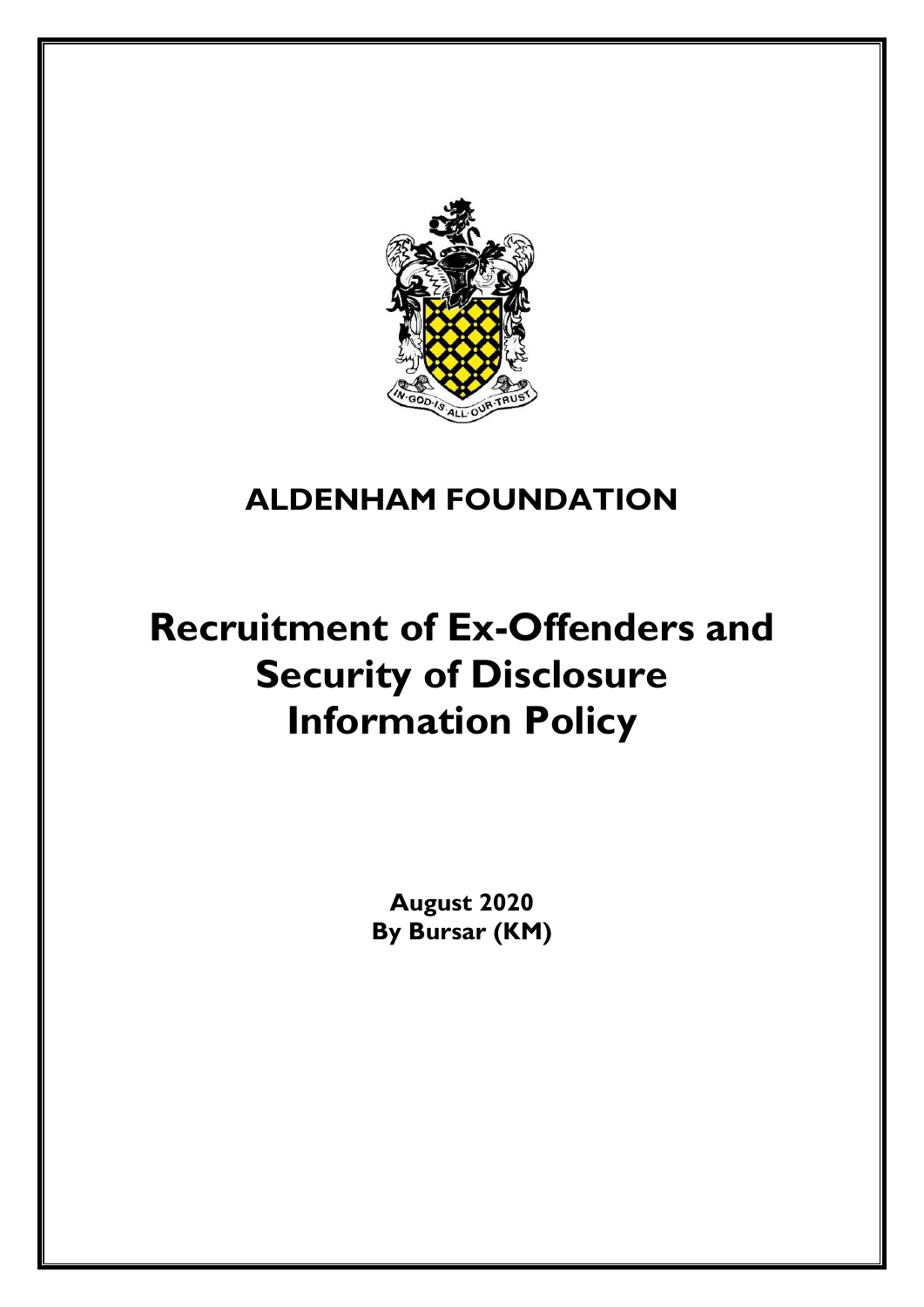**IN·GOD·IS·ALL·OUR·TRUST**

# ALDENHAM FOUNDATION

# Recruitment of Ex-Offenders and Security of Disclosure Information Policy

**August 2020**
**By Bursar (KM)**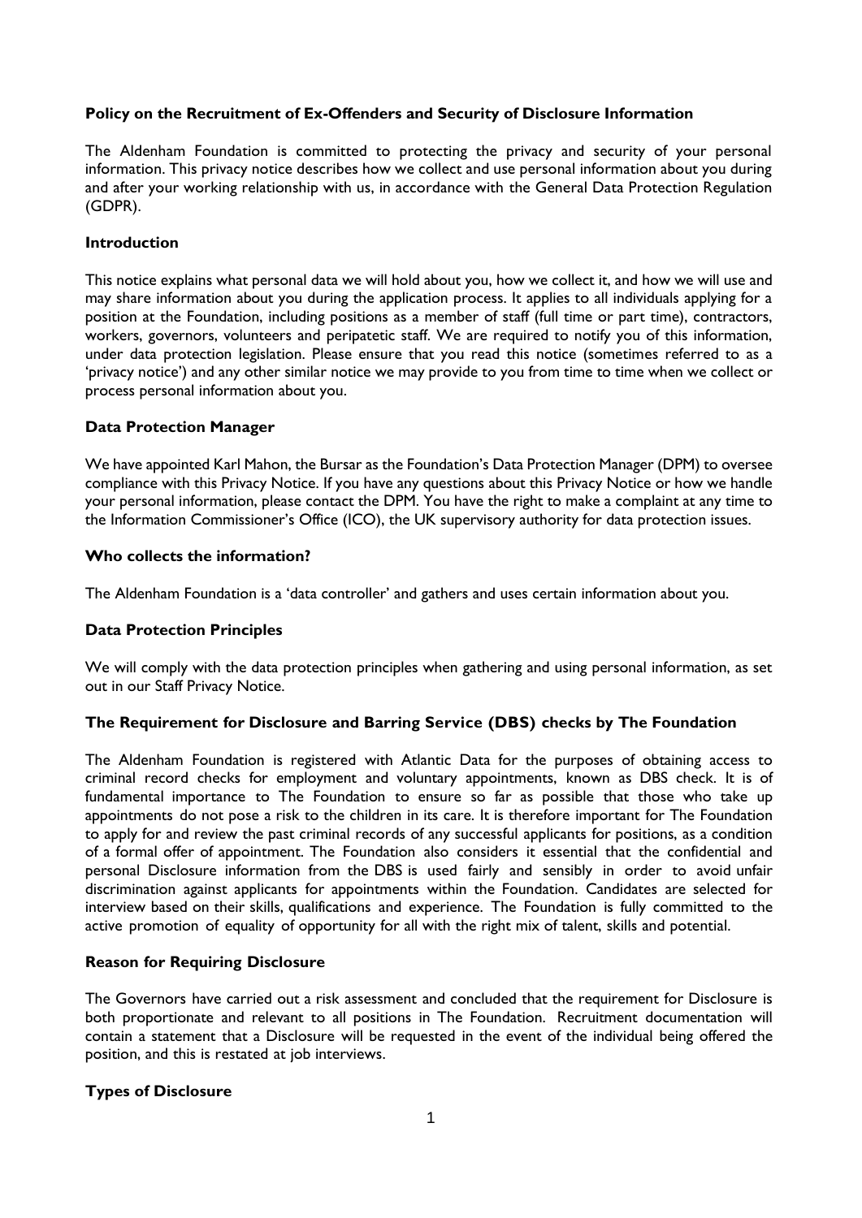**Policy on the Recruitment of Ex-Offenders and Security of Disclosure Information**

The Aldenham Foundation is committed to protecting the privacy and security of your personal information. This privacy notice describes how we collect and use personal information about you during and after your working relationship with us, in accordance with the General Data Protection Regulation (GDPR).

**Introduction**

This notice explains what personal data we will hold about you, how we collect it, and how we will use and may share information about you during the application process. It applies to all individuals applying for a position at the Foundation, including positions as a member of staff (full time or part time), contractors, workers, governors, volunteers and peripatetic staff. We are required to notify you of this information, under data protection legislation. Please ensure that you read this notice (sometimes referred to as a 'privacy notice') and any other similar notice we may provide to you from time to time when we collect or process personal information about you.

**Data Protection Manager**

We have appointed Karl Mahon, the Bursar as the Foundation's Data Protection Manager (DPM) to oversee compliance with this Privacy Notice. If you have any questions about this Privacy Notice or how we handle your personal information, please contact the DPM. You have the right to make a complaint at any time to the Information Commissioner's Office (ICO), the UK supervisory authority for data protection issues.

**Who collects the information?**

The Aldenham Foundation is a 'data controller' and gathers and uses certain information about you.

**Data Protection Principles**

We will comply with the data protection principles when gathering and using personal information, as set out in our Staff Privacy Notice.

**The Requirement for Disclosure and Barring Service (DBS) checks by The Foundation**

The Aldenham Foundation is registered with Atlantic Data for the purposes of obtaining access to criminal record checks for employment and voluntary appointments, known as DBS check. It is of fundamental importance to The Foundation to ensure so far as possible that those who take up appointments do not pose a risk to the children in its care. It is therefore important for The Foundation to apply for and review the past criminal records of any successful applicants for positions, as a condition of a formal offer of appointment. The Foundation also considers it essential that the confidential and personal Disclosure information from the DBS is used fairly and sensibly in order to avoid unfair discrimination against applicants for appointments within the Foundation. Candidates are selected for interview based on their skills, qualifications and experience. The Foundation is fully committed to the active promotion of equality of opportunity for all with the right mix of talent, skills and potential.

**Reason for Requiring Disclosure**

The Governors have carried out a risk assessment and concluded that the requirement for Disclosure is both proportionate and relevant to all positions in The Foundation. Recruitment documentation will contain a statement that a Disclosure will be requested in the event of the individual being offered the position, and this is restated at job interviews.

**Types of Disclosure**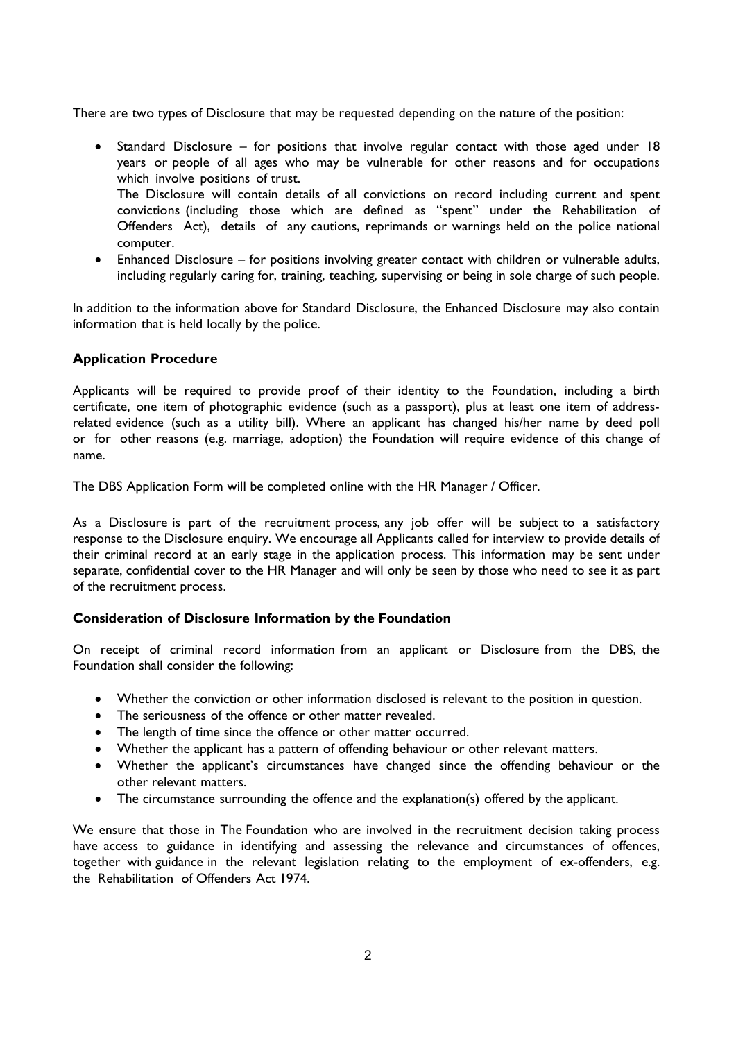There are two types of Disclosure that may be requested depending on the nature of the position:

- Standard Disclosure – for positions that involve regular contact with those aged under 18 years or people of all ages who may be vulnerable for other reasons and for occupations which involve positions of trust.
  The Disclosure will contain details of all convictions on record including current and spent convictions (including those which are defined as "spent" under the Rehabilitation of Offenders Act), details of any cautions, reprimands or warnings held on the police national computer.
- Enhanced Disclosure – for positions involving greater contact with children or vulnerable adults, including regularly caring for, training, teaching, supervising or being in sole charge of such people.

In addition to the information above for Standard Disclosure, the Enhanced Disclosure may also contain information that is held locally by the police.

**Application Procedure**

Applicants will be required to provide proof of their identity to the Foundation, including a birth certificate, one item of photographic evidence (such as a passport), plus at least one item of address-related evidence (such as a utility bill). Where an applicant has changed his/her name by deed poll or for other reasons (e.g. marriage, adoption) the Foundation will require evidence of this change of name.

The DBS Application Form will be completed online with the HR Manager / Officer.

As a Disclosure is part of the recruitment process, any job offer will be subject to a satisfactory response to the Disclosure enquiry. We encourage all Applicants called for interview to provide details of their criminal record at an early stage in the application process. This information may be sent under separate, confidential cover to the HR Manager and will only be seen by those who need to see it as part of the recruitment process.

**Consideration of Disclosure Information by the Foundation**

On receipt of criminal record information from an applicant or Disclosure from the DBS, the Foundation shall consider the following:

- Whether the conviction or other information disclosed is relevant to the position in question.
- The seriousness of the offence or other matter revealed.
- The length of time since the offence or other matter occurred.
- Whether the applicant has a pattern of offending behaviour or other relevant matters.
- Whether the applicant's circumstances have changed since the offending behaviour or the other relevant matters.
- The circumstance surrounding the offence and the explanation(s) offered by the applicant.

We ensure that those in The Foundation who are involved in the recruitment decision taking process have access to guidance in identifying and assessing the relevance and circumstances of offences, together with guidance in the relevant legislation relating to the employment of ex-offenders, e.g. the Rehabilitation of Offenders Act 1974.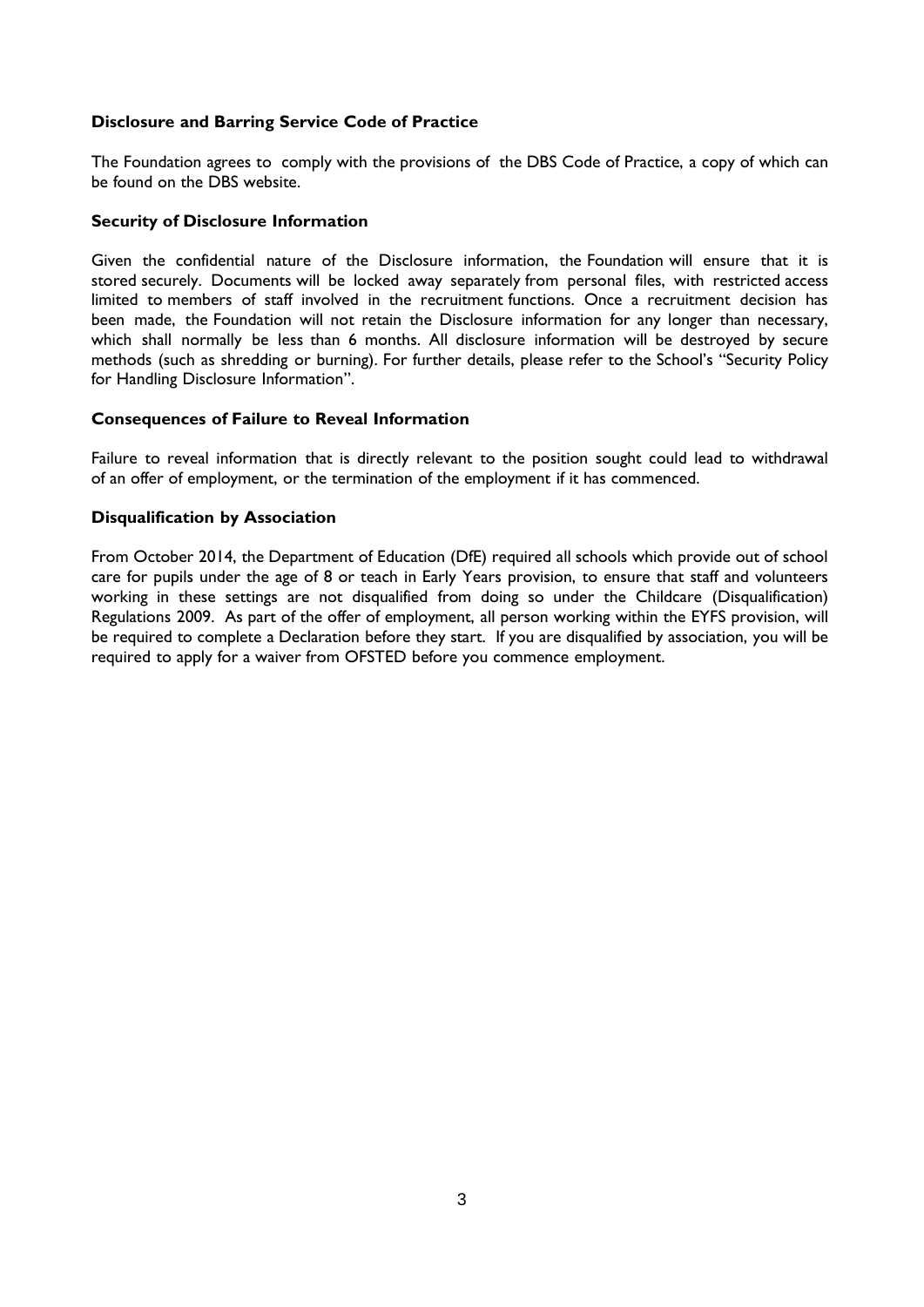**Disclosure and Barring Service Code of Practice**

The Foundation agrees to comply with the provisions of the DBS Code of Practice, a copy of which can be found on the DBS website.

**Security of Disclosure Information**

Given the confidential nature of the Disclosure information, the Foundation will ensure that it is stored securely. Documents will be locked away separately from personal files, with restricted access limited to members of staff involved in the recruitment functions. Once a recruitment decision has been made, the Foundation will not retain the Disclosure information for any longer than necessary, which shall normally be less than 6 months. All disclosure information will be destroyed by secure methods (such as shredding or burning). For further details, please refer to the School's "Security Policy for Handling Disclosure Information".

**Consequences of Failure to Reveal Information**

Failure to reveal information that is directly relevant to the position sought could lead to withdrawal of an offer of employment, or the termination of the employment if it has commenced.

**Disqualification by Association**

From October 2014, the Department of Education (DfE) required all schools which provide out of school care for pupils under the age of 8 or teach in Early Years provision, to ensure that staff and volunteers working in these settings are not disqualified from doing so under the Childcare (Disqualification) Regulations 2009. As part of the offer of employment, all person working within the EYFS provision, will be required to complete a Declaration before they start. If you are disqualified by association, you will be required to apply for a waiver from OFSTED before you commence employment.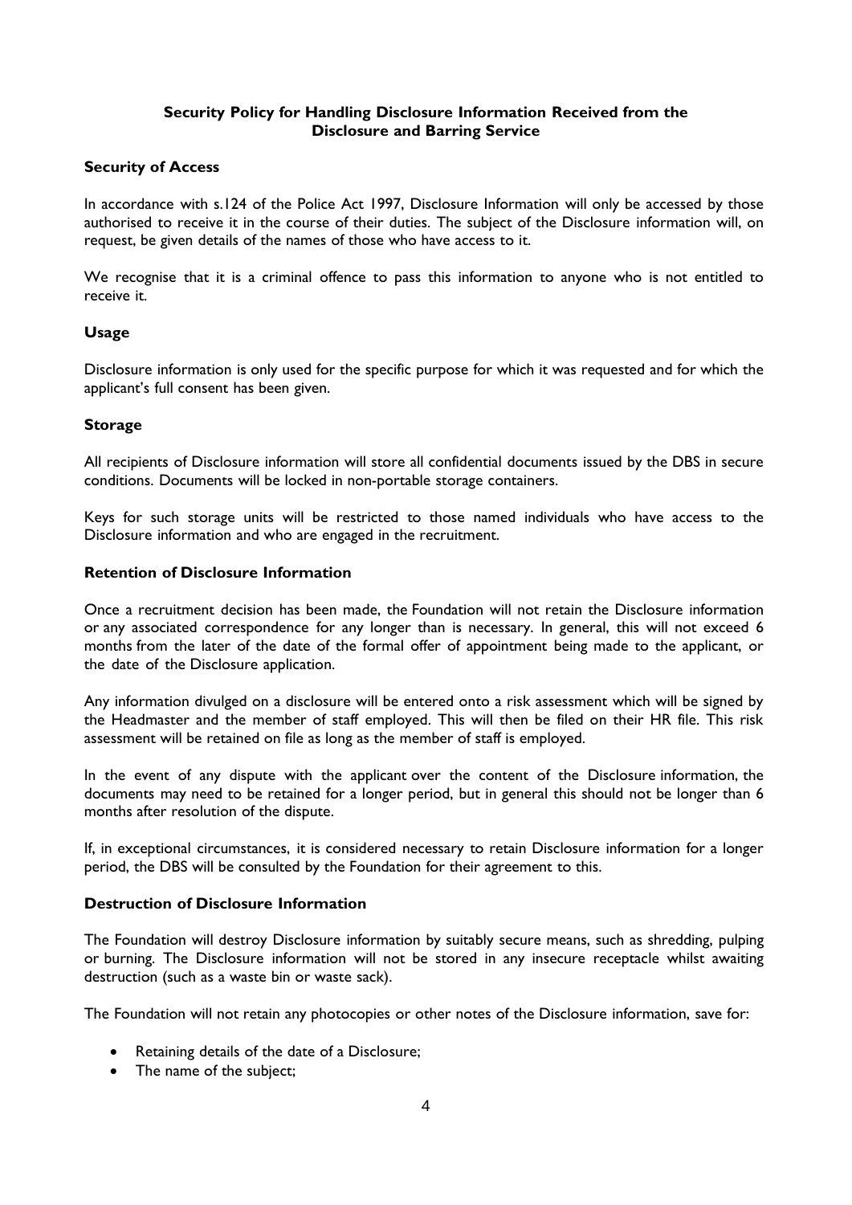## Security Policy for Handling Disclosure Information Received from the Disclosure and Barring Service

### Security of Access

In accordance with s.124 of the Police Act 1997, Disclosure Information will only be accessed by those authorised to receive it in the course of their duties. The subject of the Disclosure information will, on request, be given details of the names of those who have access to it.

We recognise that it is a criminal offence to pass this information to anyone who is not entitled to receive it.

### Usage

Disclosure information is only used for the specific purpose for which it was requested and for which the applicant's full consent has been given.

### Storage

All recipients of Disclosure information will store all confidential documents issued by the DBS in secure conditions. Documents will be locked in non-portable storage containers.

Keys for such storage units will be restricted to those named individuals who have access to the Disclosure information and who are engaged in the recruitment.

### Retention of Disclosure Information

Once a recruitment decision has been made, the Foundation will not retain the Disclosure information or any associated correspondence for any longer than is necessary. In general, this will not exceed 6 months from the later of the date of the formal offer of appointment being made to the applicant, or the date of the Disclosure application.

Any information divulged on a disclosure will be entered onto a risk assessment which will be signed by the Headmaster and the member of staff employed. This will then be filed on their HR file. This risk assessment will be retained on file as long as the member of staff is employed.

In the event of any dispute with the applicant over the content of the Disclosure information, the documents may need to be retained for a longer period, but in general this should not be longer than 6 months after resolution of the dispute.

If, in exceptional circumstances, it is considered necessary to retain Disclosure information for a longer period, the DBS will be consulted by the Foundation for their agreement to this.

### Destruction of Disclosure Information

The Foundation will destroy Disclosure information by suitably secure means, such as shredding, pulping or burning. The Disclosure information will not be stored in any insecure receptacle whilst awaiting destruction (such as a waste bin or waste sack).

The Foundation will not retain any photocopies or other notes of the Disclosure information, save for:

- Retaining details of the date of a Disclosure;
- The name of the subject;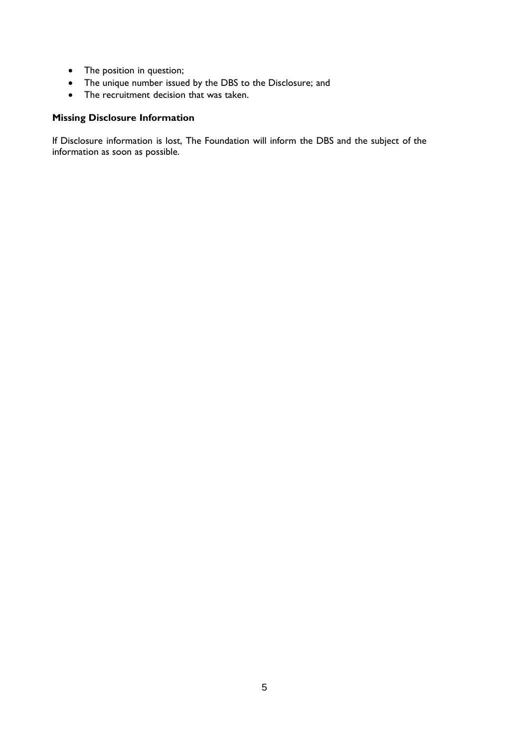- The position in question;
- The unique number issued by the DBS to the Disclosure; and
- The recruitment decision that was taken.

**Missing Disclosure Information**

If Disclosure information is lost, The Foundation will inform the DBS and the subject of the information as soon as possible.